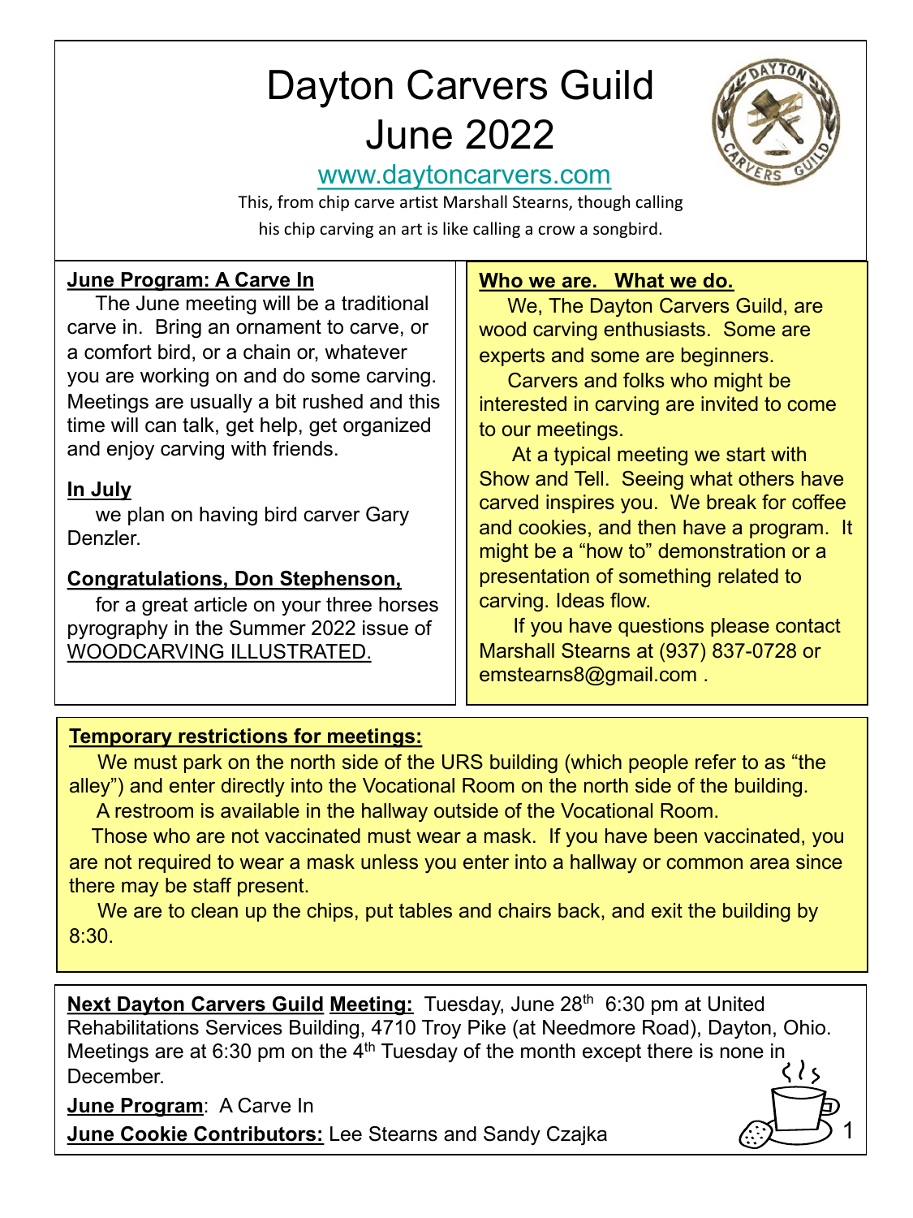# Dayton Carvers Guild
# June 2022

www.daytoncarvers.com

This, from chip carve artist Marshall Stearns, though calling his chip carving an art is like calling a crow a songbird.

**June Program: A Carve In**

The June meeting will be a traditional carve in. Bring an ornament to carve, or a comfort bird, or a chain or, whatever you are working on and do some carving. Meetings are usually a bit rushed and this time will can talk, get help, get organized and enjoy carving with friends.

**In July**

we plan on having bird carver Gary Denzler.

**Congratulations, Don Stephenson,**

for a great article on your three horses pyrography in the Summer 2022 issue of WOODCARVING ILLUSTRATED.

**Who we are. What we do.**

We, The Dayton Carvers Guild, are wood carving enthusiasts. Some are experts and some are beginners.

Carvers and folks who might be interested in carving are invited to come to our meetings.

At a typical meeting we start with Show and Tell. Seeing what others have carved inspires you. We break for coffee and cookies, and then have a program. It might be a "how to" demonstration or a presentation of something related to carving. Ideas flow.

If you have questions please contact Marshall Stearns at (937) 837-0728 or emstearns8@gmail.com .

**Temporary restrictions for meetings:**

We must park on the north side of the URS building (which people refer to as "the alley") and enter directly into the Vocational Room on the north side of the building.

A restroom is available in the hallway outside of the Vocational Room.

Those who are not vaccinated must wear a mask. If you have been vaccinated, you are not required to wear a mask unless you enter into a hallway or common area since there may be staff present.

We are to clean up the chips, put tables and chairs back, and exit the building by 8:30.

**Next Dayton Carvers Guild Meeting:** Tuesday, June 28th 6:30 pm at United Rehabilitations Services Building, 4710 Troy Pike (at Needmore Road), Dayton, Ohio. Meetings are at 6:30 pm on the 4th Tuesday of the month except there is none in December.

**June Program**: A Carve In

**June Cookie Contributors:** Lee Stearns and Sandy Czajka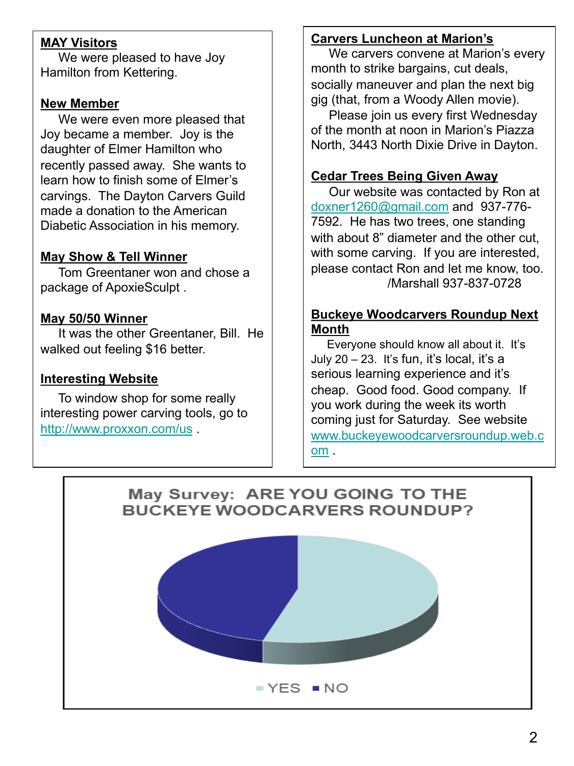## MAY Visitors

We were pleased to have Joy Hamilton from Kettering.

## New Member

We were even more pleased that Joy became a member. Joy is the daughter of Elmer Hamilton who recently passed away. She wants to learn how to finish some of Elmer's carvings. The Dayton Carvers Guild made a donation to the American Diabetic Association in his memory.

## May Show & Tell Winner

Tom Greentaner won and chose a package of ApoxieSculpt .

## May 50/50 Winner

It was the other Greentaner, Bill. He walked out feeling $16 better.

## Interesting Website

To window shop for some really interesting power carving tools, go to http://www.proxxon.com/us .

## Carvers Luncheon at Marion's

We carvers convene at Marion's every month to strike bargains, cut deals, socially maneuver and plan the next big gig (that, from a Woody Allen movie).

Please join us every first Wednesday of the month at noon in Marion's Piazza North, 3443 North Dixie Drive in Dayton.

## Cedar Trees Being Given Away

Our website was contacted by Ron at doxner1260@gmail.com and 937-776-7592. He has two trees, one standing with about 8" diameter and the other cut, with some carving. If you are interested, please contact Ron and let me know, too.

/Marshall 937-837-0728

## Buckeye Woodcarvers Roundup Next Month

Everyone should know all about it. It's July 20 – 23. It's fun, it's local, it's a serious learning experience and it's cheap. Good food. Good company. If you work during the week its worth coming just for Saturday. See website www.buckeyewoodcarversroundup.web.com .

May Survey: ARE YOU GOING TO THE BUCKEYE WOODCARVERS ROUNDUP?

YES NO